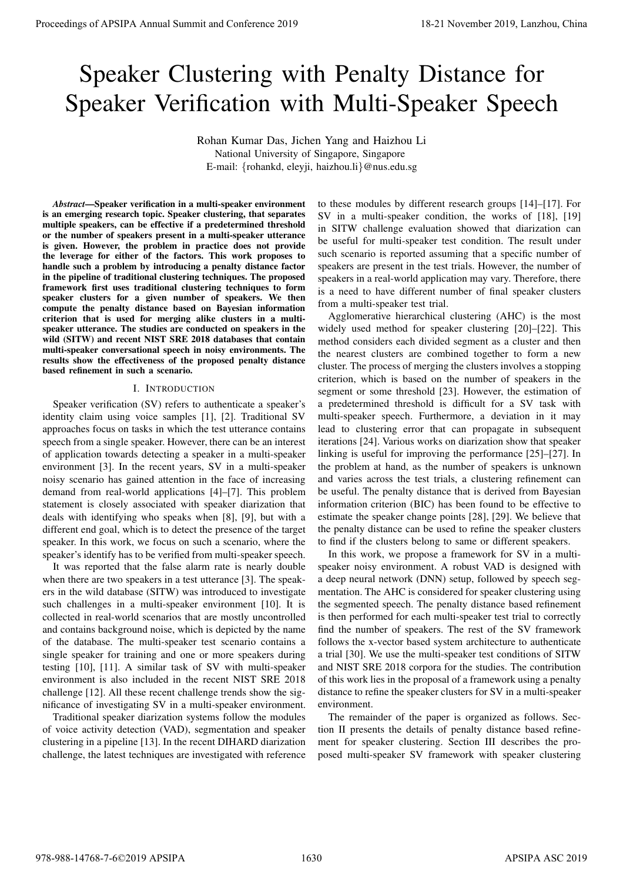# Speaker Clustering with Penalty Distance for Speaker Verification with Multi-Speaker Speech

Rohan Kumar Das, Jichen Yang and Haizhou Li
National University of Singapore, Singapore
E-mail: {rohankd, eleyji, haizhou.li}@nus.edu.sg

***Abstract*—Speaker verification in a multi-speaker environment is an emerging research topic. Speaker clustering, that separates multiple speakers, can be effective if a predetermined threshold or the number of speakers present in a multi-speaker utterance is given. However, the problem in practice does not provide the leverage for either of the factors. This work proposes to handle such a problem by introducing a penalty distance factor in the pipeline of traditional clustering techniques. The proposed framework first uses traditional clustering techniques to form speaker clusters for a given number of speakers. We then compute the penalty distance based on Bayesian information criterion that is used for merging alike clusters in a multi-speaker utterance. The studies are conducted on speakers in the wild (SITW) and recent NIST SRE 2018 databases that contain multi-speaker conversational speech in noisy environments. The results show the effectiveness of the proposed penalty distance based refinement in such a scenario.**

## I. Introduction

Speaker verification (SV) refers to authenticate a speaker's identity claim using voice samples [1], [2]. Traditional SV approaches focus on tasks in which the test utterance contains speech from a single speaker. However, there can be an interest of application towards detecting a speaker in a multi-speaker environment [3]. In the recent years, SV in a multi-speaker noisy scenario has gained attention in the face of increasing demand from real-world applications [4]–[7]. This problem statement is closely associated with speaker diarization that deals with identifying who speaks when [8], [9], but with a different end goal, which is to detect the presence of the target speaker. In this work, we focus on such a scenario, where the speaker's identify has to be verified from multi-speaker speech.

It was reported that the false alarm rate is nearly double when there are two speakers in a test utterance [3]. The speakers in the wild database (SITW) was introduced to investigate such challenges in a multi-speaker environment [10]. It is collected in real-world scenarios that are mostly uncontrolled and contains background noise, which is depicted by the name of the database. The multi-speaker test scenario contains a single speaker for training and one or more speakers during testing [10], [11]. A similar task of SV with multi-speaker environment is also included in the recent NIST SRE 2018 challenge [12]. All these recent challenge trends show the significance of investigating SV in a multi-speaker environment.

Traditional speaker diarization systems follow the modules of voice activity detection (VAD), segmentation and speaker clustering in a pipeline [13]. In the recent DIHARD diarization challenge, the latest techniques are investigated with reference to these modules by different research groups [14]–[17]. For SV in a multi-speaker condition, the works of [18], [19] in SITW challenge evaluation showed that diarization can be useful for multi-speaker test condition. The result under such scenario is reported assuming that a specific number of speakers are present in the test trials. However, the number of speakers in a real-world application may vary. Therefore, there is a need to have different number of final speaker clusters from a multi-speaker test trial.

Agglomerative hierarchical clustering (AHC) is the most widely used method for speaker clustering [20]–[22]. This method considers each divided segment as a cluster and then the nearest clusters are combined together to form a new cluster. The process of merging the clusters involves a stopping criterion, which is based on the number of speakers in the segment or some threshold [23]. However, the estimation of a predetermined threshold is difficult for a SV task with multi-speaker speech. Furthermore, a deviation in it may lead to clustering error that can propagate in subsequent iterations [24]. Various works on diarization show that speaker linking is useful for improving the performance [25]–[27]. In the problem at hand, as the number of speakers is unknown and varies across the test trials, a clustering refinement can be useful. The penalty distance that is derived from Bayesian information criterion (BIC) has been found to be effective to estimate the speaker change points [28], [29]. We believe that the penalty distance can be used to refine the speaker clusters to find if the clusters belong to same or different speakers.

In this work, we propose a framework for SV in a multi-speaker noisy environment. A robust VAD is designed with a deep neural network (DNN) setup, followed by speech segmentation. The AHC is considered for speaker clustering using the segmented speech. The penalty distance based refinement is then performed for each multi-speaker test trial to correctly find the number of speakers. The rest of the SV framework follows the x-vector based system architecture to authenticate a trial [30]. We use the multi-speaker test conditions of SITW and NIST SRE 2018 corpora for the studies. The contribution of this work lies in the proposal of a framework using a penalty distance to refine the speaker clusters for SV in a multi-speaker environment.

The remainder of the paper is organized as follows. Section II presents the details of penalty distance based refinement for speaker clustering. Section III describes the proposed multi-speaker SV framework with speaker clustering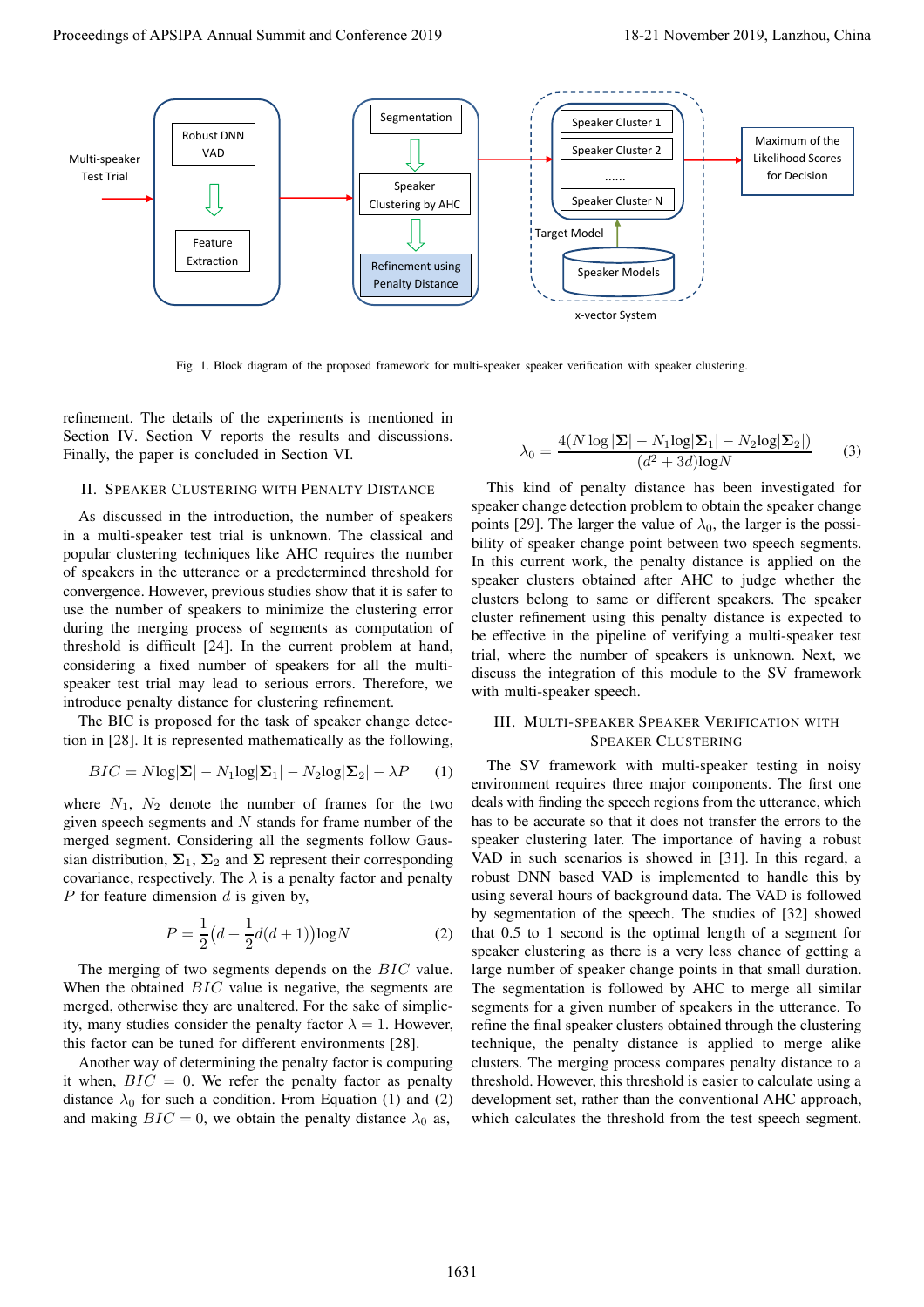Fig. 1. Block diagram of the proposed framework for multi-speaker speaker verification with speaker clustering.

refinement. The details of the experiments is mentioned in Section IV. Section V reports the results and discussions. Finally, the paper is concluded in Section VI.

## II. Speaker Clustering with Penalty Distance

As discussed in the introduction, the number of speakers in a multi-speaker test trial is unknown. The classical and popular clustering techniques like AHC requires the number of speakers in the utterance or a predetermined threshold for convergence. However, previous studies show that it is safer to use the number of speakers to minimize the clustering error during the merging process of segments as computation of threshold is difficult [24]. In the current problem at hand, considering a fixed number of speakers for all the multi-speaker test trial may lead to serious errors. Therefore, we introduce penalty distance for clustering refinement.

The BIC is proposed for the task of speaker change detection in [28]. It is represented mathematically as the following,

$$BIC = N\log|\mathbf{\Sigma}| - N_1\log|\mathbf{\Sigma}_1| - N_2\log|\mathbf{\Sigma}_2| - \lambda P \tag{1}$$

where $N_1$, $N_2$ denote the number of frames for the two given speech segments and $N$ stands for frame number of the merged segment. Considering all the segments follow Gaussian distribution, $\mathbf{\Sigma}_1$, $\mathbf{\Sigma}_2$ and $\mathbf{\Sigma}$ represent their corresponding covariance, respectively. The $\lambda$ is a penalty factor and penalty $P$ for feature dimension $d$ is given by,

$$P = \frac{1}{2}\Big(d + \frac{1}{2}d(d+1)\Big)\log N \tag{2}$$

The merging of two segments depends on the $BIC$ value. When the obtained $BIC$ value is negative, the segments are merged, otherwise they are unaltered. For the sake of simplicity, many studies consider the penalty factor $\lambda = 1$. However, this factor can be tuned for different environments [28].

Another way of determining the penalty factor is computing it when, $BIC = 0$. We refer the penalty factor as penalty distance $\lambda_0$ for such a condition. From Equation (1) and (2) and making $BIC = 0$, we obtain the penalty distance $\lambda_0$ as,

$$\lambda_0 = \frac{4(N\log|\mathbf{\Sigma}| - N_1\log|\mathbf{\Sigma}_1| - N_2\log|\mathbf{\Sigma}_2|)}{(d^2 + 3d)\log N} \tag{3}$$

This kind of penalty distance has been investigated for speaker change detection problem to obtain the speaker change points [29]. The larger the value of $\lambda_0$, the larger is the possibility of speaker change point between two speech segments. In this current work, the penalty distance is applied on the speaker clusters obtained after AHC to judge whether the clusters belong to same or different speakers. The speaker cluster refinement using this penalty distance is expected to be effective in the pipeline of verifying a multi-speaker test trial, where the number of speakers is unknown. Next, we discuss the integration of this module to the SV framework with multi-speaker speech.

## III. Multi-speaker Speaker Verification with Speaker Clustering

The SV framework with multi-speaker testing in noisy environment requires three major components. The first one deals with finding the speech regions from the utterance, which has to be accurate so that it does not transfer the errors to the speaker clustering later. The importance of having a robust VAD in such scenarios is showed in [31]. In this regard, a robust DNN based VAD is implemented to handle this by using several hours of background data. The VAD is followed by segmentation of the speech. The studies of [32] showed that 0.5 to 1 second is the optimal length of a segment for speaker clustering as there is a very less chance of getting a large number of speaker change points in that small duration. The segmentation is followed by AHC to merge all similar segments for a given number of speakers in the utterance. To refine the final speaker clusters obtained through the clustering technique, the penalty distance is applied to merge alike clusters. The merging process compares penalty distance to a threshold. However, this threshold is easier to calculate using a development set, rather than the conventional AHC approach, which calculates the threshold from the test speech segment.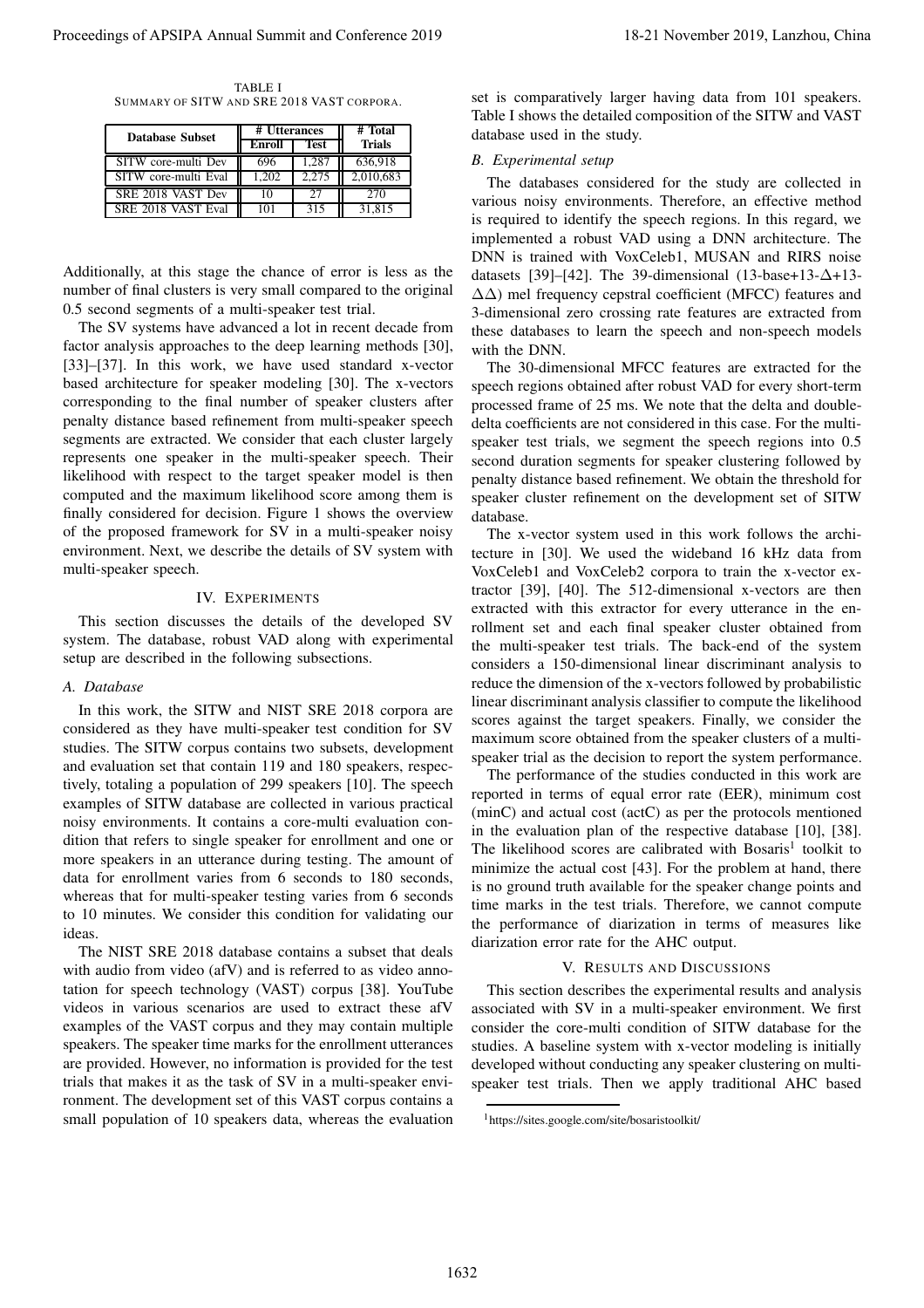TABLE I
SUMMARY OF SITW AND SRE 2018 VAST CORPORA.

| Database Subset | # Utterances | | # Total |
|---|---|---|---|
| | Enroll | Test | Trials |
| SITW core-multi Dev | 696 | 1,287 | 636,918 |
| SITW core-multi Eval | 1,202 | 2,275 | 2,010,683 |
| SRE 2018 VAST Dev | 10 | 27 | 270 |
| SRE 2018 VAST Eval | 101 | 315 | 31,815 |

Additionally, at this stage the chance of error is less as the number of final clusters is very small compared to the original 0.5 second segments of a multi-speaker test trial.

The SV systems have advanced a lot in recent decade from factor analysis approaches to the deep learning methods [30], [33]–[37]. In this work, we have used standard x-vector based architecture for speaker modeling [30]. The x-vectors corresponding to the final number of speaker clusters after penalty distance based refinement from multi-speaker speech segments are extracted. We consider that each cluster largely represents one speaker in the multi-speaker speech. Their likelihood with respect to the target speaker model is then computed and the maximum likelihood score among them is finally considered for decision. Figure 1 shows the overview of the proposed framework for SV in a multi-speaker noisy environment. Next, we describe the details of SV system with multi-speaker speech.

## IV. EXPERIMENTS

This section discusses the details of the developed SV system. The database, robust VAD along with experimental setup are described in the following subsections.

### A. Database

In this work, the SITW and NIST SRE 2018 corpora are considered as they have multi-speaker test condition for SV studies. The SITW corpus contains two subsets, development and evaluation set that contain 119 and 180 speakers, respectively, totaling a population of 299 speakers [10]. The speech examples of SITW database are collected in various practical noisy environments. It contains a core-multi evaluation condition that refers to single speaker for enrollment and one or more speakers in an utterance during testing. The amount of data for enrollment varies from 6 seconds to 180 seconds, whereas that for multi-speaker testing varies from 6 seconds to 10 minutes. We consider this condition for validating our ideas.

The NIST SRE 2018 database contains a subset that deals with audio from video (afV) and is referred to as video annotation for speech technology (VAST) corpus [38]. YouTube videos in various scenarios are used to extract these afV examples of the VAST corpus and they may contain multiple speakers. The speaker time marks for the enrollment utterances are provided. However, no information is provided for the test trials that makes it as the task of SV in a multi-speaker environment. The development set of this VAST corpus contains a small population of 10 speakers data, whereas the evaluation set is comparatively larger having data from 101 speakers. Table I shows the detailed composition of the SITW and VAST database used in the study.

### B. Experimental setup

The databases considered for the study are collected in various noisy environments. Therefore, an effective method is required to identify the speech regions. In this regard, we implemented a robust VAD using a DNN architecture. The DNN is trained with VoxCeleb1, MUSAN and RIRS noise datasets [39]–[42]. The 39-dimensional (13-base+13-$\Delta$+13-$\Delta\Delta$) mel frequency cepstral coefficient (MFCC) features and 3-dimensional zero crossing rate features are extracted from these databases to learn the speech and non-speech models with the DNN.

The 30-dimensional MFCC features are extracted for the speech regions obtained after robust VAD for every short-term processed frame of 25 ms. We note that the delta and double-delta coefficients are not considered in this case. For the multi-speaker test trials, we segment the speech regions into 0.5 second duration segments for speaker clustering followed by penalty distance based refinement. We obtain the threshold for speaker cluster refinement on the development set of SITW database.

The x-vector system used in this work follows the architecture in [30]. We used the wideband 16 kHz data from VoxCeleb1 and VoxCeleb2 corpora to train the x-vector extractor [39], [40]. The 512-dimensional x-vectors are then extracted with this extractor for every utterance in the enrollment set and each final speaker cluster obtained from the multi-speaker test trials. The back-end of the system considers a 150-dimensional linear discriminant analysis to reduce the dimension of the x-vectors followed by probabilistic linear discriminant analysis classifier to compute the likelihood scores against the target speakers. Finally, we consider the maximum score obtained from the speaker clusters of a multi-speaker trial as the decision to report the system performance.

The performance of the studies conducted in this work are reported in terms of equal error rate (EER), minimum cost (minC) and actual cost (actC) as per the protocols mentioned in the evaluation plan of the respective database [10], [38]. The likelihood scores are calibrated with Bosaris[1] toolkit to minimize the actual cost [43]. For the problem at hand, there is no ground truth available for the speaker change points and time marks in the test trials. Therefore, we cannot compute the performance of diarization in terms of measures like diarization error rate for the AHC output.

## V. RESULTS AND DISCUSSIONS

This section describes the experimental results and analysis associated with SV in a multi-speaker environment. We first consider the core-multi condition of SITW database for the studies. A baseline system with x-vector modeling is initially developed without conducting any speaker clustering on multi-speaker test trials. Then we apply traditional AHC based

[1] https://sites.google.com/site/bosaristoolkit/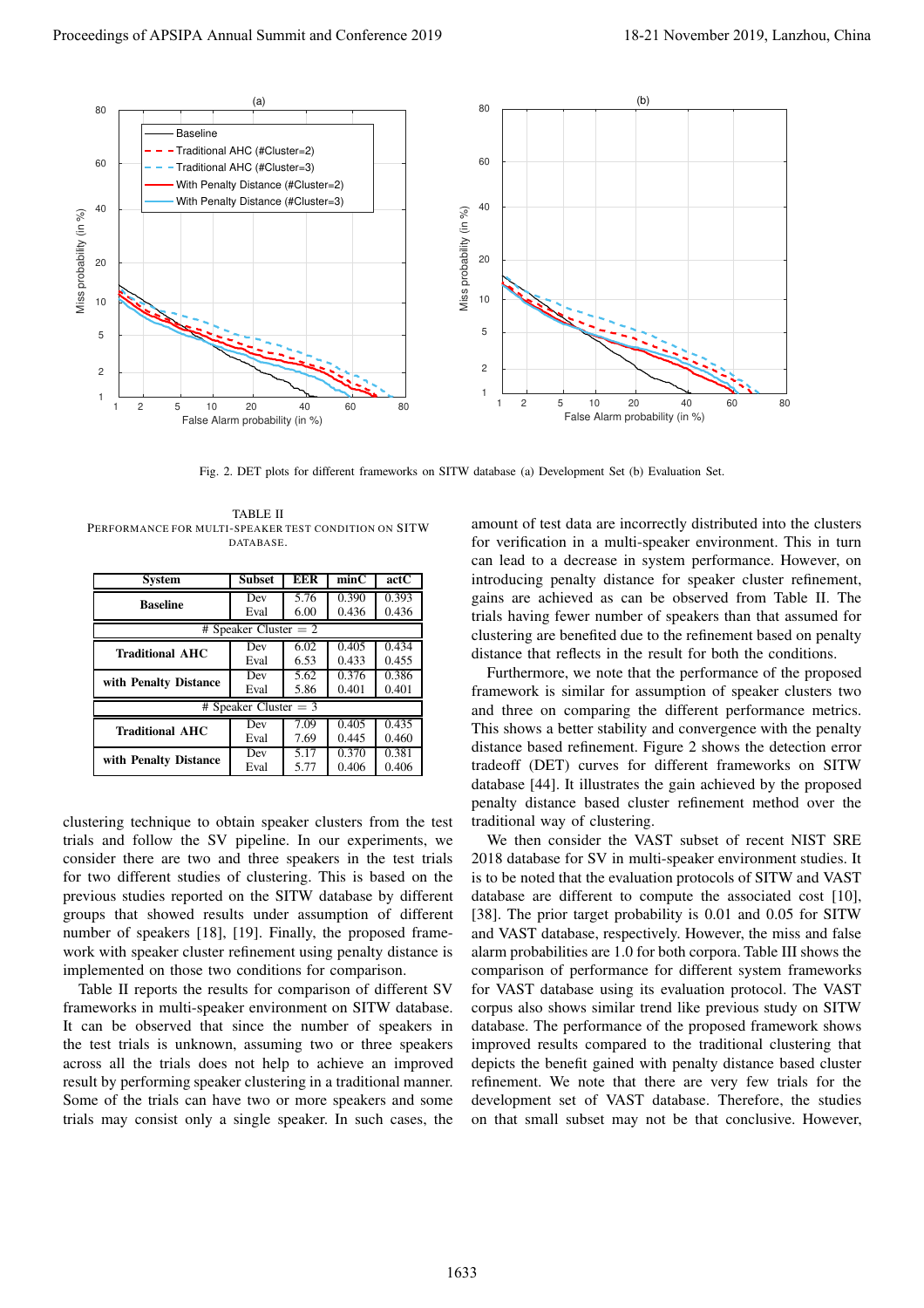Fig. 2. DET plots for different frameworks on SITW database (a) Development Set (b) Evaluation Set.

TABLE II
PERFORMANCE FOR MULTI-SPEAKER TEST CONDITION ON SITW DATABASE.

| System | Subset | EER | minC | actC |
|---|---|---|---|---|
| **Baseline** | Dev | 5.76 | 0.390 | 0.393 |
| | Eval | 6.00 | 0.436 | 0.436 |
| # Speaker Cluster = 2 | | | | |
| **Traditional AHC** | Dev | 6.02 | 0.405 | 0.434 |
| | Eval | 6.53 | 0.433 | 0.455 |
| **with Penalty Distance** | Dev | 5.62 | 0.376 | 0.386 |
| | Eval | 5.86 | 0.401 | 0.401 |
| # Speaker Cluster = 3 | | | | |
| **Traditional AHC** | Dev | 7.09 | 0.405 | 0.435 |
| | Eval | 7.69 | 0.445 | 0.460 |
| **with Penalty Distance** | Dev | 5.17 | 0.370 | 0.381 |
| | Eval | 5.77 | 0.406 | 0.406 |

clustering technique to obtain speaker clusters from the test trials and follow the SV pipeline. In our experiments, we consider there are two and three speakers in the test trials for two different studies of clustering. This is based on the previous studies reported on the SITW database by different groups that showed results under assumption of different number of speakers [18], [19]. Finally, the proposed framework with speaker cluster refinement using penalty distance is implemented on those two conditions for comparison.

Table II reports the results for comparison of different SV frameworks in multi-speaker environment on SITW database. It can be observed that since the number of speakers in the test trials is unknown, assuming two or three speakers across all the trials does not help to achieve an improved result by performing speaker clustering in a traditional manner. Some of the trials can have two or more speakers and some trials may consist only a single speaker. In such cases, the amount of test data are incorrectly distributed into the clusters for verification in a multi-speaker environment. This in turn can lead to a decrease in system performance. However, on introducing penalty distance for speaker cluster refinement, gains are achieved as can be observed from Table II. The trials having fewer number of speakers than that assumed for clustering are benefited due to the refinement based on penalty distance that reflects in the result for both the conditions.

Furthermore, we note that the performance of the proposed framework is similar for assumption of speaker clusters two and three on comparing the different performance metrics. This shows a better stability and convergence with the penalty distance based refinement. Figure 2 shows the detection error tradeoff (DET) curves for different frameworks on SITW database [44]. It illustrates the gain achieved by the proposed penalty distance based cluster refinement method over the traditional way of clustering.

We then consider the VAST subset of recent NIST SRE 2018 database for SV in multi-speaker environment studies. It is to be noted that the evaluation protocols of SITW and VAST database are different to compute the associated cost [10], [38]. The prior target probability is 0.01 and 0.05 for SITW and VAST database, respectively. However, the miss and false alarm probabilities are 1.0 for both corpora. Table III shows the comparison of performance for different system frameworks for VAST database using its evaluation protocol. The VAST corpus also shows similar trend like previous study on SITW database. The performance of the proposed framework shows improved results compared to the traditional clustering that depicts the benefit gained with penalty distance based cluster refinement. We note that there are very few trials for the development set of VAST database. Therefore, the studies on that small subset may not be that conclusive. However,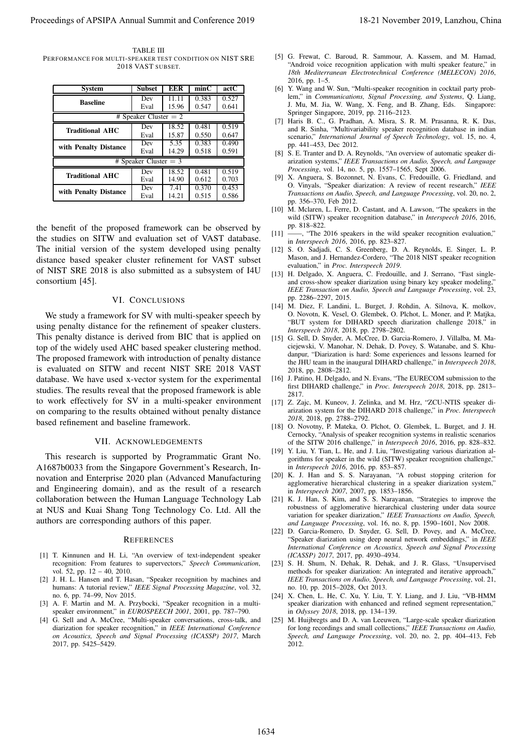TABLE III
PERFORMANCE FOR MULTI-SPEAKER TEST CONDITION ON NIST SRE 2018 VAST SUBSET.

| System | Subset | EER | minC | actC |
|---|---|---|---|---|
| Baseline | Dev | 11.11 | 0.383 | 0.527 |
| | Eval | 15.96 | 0.547 | 0.641 |
| # Speaker Cluster = 2 | | | | |
| Traditional AHC | Dev | 18.52 | 0.481 | 0.519 |
| | Eval | 15.87 | 0.550 | 0.647 |
| with Penalty Distance | Dev | 5.35 | 0.383 | 0.490 |
| | Eval | 14.29 | 0.518 | 0.591 |
| # Speaker Cluster = 3 | | | | |
| Traditional AHC | Dev | 18.52 | 0.481 | 0.519 |
| | Eval | 14.90 | 0.612 | 0.703 |
| with Penalty Distance | Dev | 7.41 | 0.370 | 0.453 |
| | Eval | 14.21 | 0.515 | 0.586 |

the benefit of the proposed framework can be observed by the studies on SITW and evaluation set of VAST database. The initial version of the system developed using penalty distance based speaker cluster refinement for VAST subset of NIST SRE 2018 is also submitted as a subsystem of I4U consortium [45].

## VI. CONCLUSIONS

We study a framework for SV with multi-speaker speech by using penalty distance for the refinement of speaker clusters. This penalty distance is derived from BIC that is applied on top of the widely used AHC based speaker clustering method. The proposed framework with introduction of penalty distance is evaluated on SITW and recent NIST SRE 2018 VAST database. We have used x-vector system for the experimental studies. The results reveal that the proposed framework is able to work effectively for SV in a multi-speaker environment on comparing to the results obtained without penalty distance based refinement and baseline framework.

## VII. ACKNOWLEDGEMENTS

This research is supported by Programmatic Grant No. A1687b0033 from the Singapore Government's Research, Innovation and Enterprise 2020 plan (Advanced Manufacturing and Engineering domain), and as the result of a research collaboration between the Human Language Technology Lab at NUS and Kuai Shang Tong Technology Co. Ltd. All the authors are corresponding authors of this paper.

## REFERENCES

[1] T. Kinnunen and H. Li, "An overview of text-independent speaker recognition: From features to supervectors," *Speech Communication*, vol. 52, pp. 12 – 40, 2010.

[2] J. H. L. Hansen and T. Hasan, "Speaker recognition by machines and humans: A tutorial review," *IEEE Signal Processing Magazine*, vol. 32, no. 6, pp. 74–99, Nov 2015.

[3] A. F. Martin and M. A. Przybocki, "Speaker recognition in a multi-speaker environment," in *EUROSPEECH 2001*, 2001, pp. 787–790.

[4] G. Sell and A. McCree, "Multi-speaker conversations, cross-talk, and diarization for speaker recognition," in *IEEE International Conference on Acoustics, Speech and Signal Processing (ICASSP) 2017*, March 2017, pp. 5425–5429.

[5] G. Frewat, C. Baroud, R. Sammour, A. Kassem, and M. Hamad, "Android voice recognition application with multi speaker feature," in *18th Mediterranean Electrotechnical Conference (MELECON) 2016*, 2016, pp. 1–5.

[6] Y. Wang and W. Sun, "Multi-speaker recognition in cocktail party problem," in *Communications, Signal Processing, and Systems*, Q. Liang, J. Mu, M. Jia, W. Wang, X. Feng, and B. Zhang, Eds. Singapore: Springer Singapore, 2019, pp. 2116–2123.

[7] Haris B. C., G. Pradhan, A. Misra, S. R. M. Prasanna, R. K. Das, and R. Sinha, "Multivariability speaker recognition database in indian scenario," *International Journal of Speech Technology*, vol. 15, no. 4, pp. 441–453, Dec 2012.

[8] S. E. Tranter and D. A. Reynolds, "An overview of automatic speaker diarization systems," *IEEE Transactions on Audio, Speech, and Language Processing*, vol. 14, no. 5, pp. 1557–1565, Sept 2006.

[9] X. Anguera, S. Bozonnet, N. Evans, C. Fredouille, G. Friedland, and O. Vinyals, "Speaker diarization: A review of recent research," *IEEE Transactions on Audio, Speech, and Language Processing*, vol. 20, no. 2, pp. 356–370, Feb 2012.

[10] M. Mclaren, L. Ferre, D. Castant, and A. Lawson, "The speakers in the wild (SITW) speaker recognition database," in *Interspeech 2016*, 2016, pp. 818–822.

[11] ——, "The 2016 speakers in the wild speaker recognition evaluation," in *Interspeech 2016*, 2016, pp. 823–827.

[12] S. O. Sadjadi, C. S. Greenberg, D. A. Reynolds, E. Singer, L. P. Mason, and J. Hernandez-Cordero, "The 2018 NIST speaker recognition evaluation," in *Proc. Interspeech 2019*.

[13] H. Delgado, X. Anguera, C. Fredouille, and J. Serrano, "Fast single- and cross-show speaker diarization using binary key speaker modeling," *IEEE Transaction on Audio, Speech and Language Processing*, vol. 23, pp. 2286–2297, 2015.

[14] M. Diez, F. Landini, L. Burget, J. Rohdin, A. Silnova, K. molkov, O. Novotn, K. Vesel, O. Glembek, O. Plchot, L. Moner, and P. Matjka, "BUT system for DIHARD speech diarization challenge 2018," in *Interspeech 2018*, 2018, pp. 2798–2802.

[15] G. Sell, D. Snyder, A. McCree, D. Garcia-Romero, J. Villalba, M. Maciejewski, V. Manohar, N. Dehak, D. Povey, S. Watanabe, and S. Khudanpur, "Diarization is hard: Some experiences and lessons learned for the JHU team in the inaugural DIHARD challenge," in *Interspeech 2018*, 2018, pp. 2808–2812.

[16] J. Patino, H. Delgado, and N. Evans, "The EURECOM submission to the first DIHARD challenge," in *Proc. Interspeech 2018*, 2018, pp. 2813–2817.

[17] Z. Zajc, M. Kuneov, J. Zelinka, and M. Hrz, "ZCU-NTIS speaker diarization system for the DIHARD 2018 challenge," in *Proc. Interspeech 2018*, 2018, pp. 2788–2792.

[18] O. Novotny, P. Mateka, O. Plchot, O. Glembek, L. Burget, and J. H. Cernocky, "Analysis of speaker recognition systems in realistic scenarios of the SITW 2016 challenge," in *Interspeech 2016*, 2016, pp. 828–832.

[19] Y. Liu, Y. Tian, L. He, and J. Liu, "Investigating various diarization algorithms for speaker in the wild (SITW) speaker recognition challenge," in *Interspeech 2016*, 2016, pp. 853–857.

[20] K. J. Han and S. S. Narayanan, "A robust stopping criterion for agglomerative hierarchical clustering in a speaker diarization system," in *Interspeech 2007*, 2007, pp. 1853–1856.

[21] K. J. Han, S. Kim, and S. S. Narayanan, "Strategies to improve the robustness of agglomerative hierarchical clustering under data source variation for speaker diarization," *IEEE Transactions on Audio, Speech, and Language Processing*, vol. 16, no. 8, pp. 1590–1601, Nov 2008.

[22] D. Garcia-Romero, D. Snyder, G. Sell, D. Povey, and A. McCree, "Speaker diarization using deep neural network embeddings," in *IEEE International Conference on Acoustics, Speech and Signal Processing (ICASSP) 2017*, 2017, pp. 4930–4934.

[23] S. H. Shum, N. Dehak, R. Dehak, and J. R. Glass, "Unsupervised methods for speaker diarization: An integrated and iterative approach," *IEEE Transactions on Audio, Speech, and Language Processing*, vol. 21, no. 10, pp. 2015–2028, Oct 2013.

[24] X. Chen, L. He, C. Xu, Y. Liu, T. Y. Liang, and J. Liu, "VB-HMM speaker diarization with enhanced and refined segment representation," in *Odyssey 2018*, 2018, pp. 134–139.

[25] M. Huijbregts and D. A. van Leeuwen, "Large-scale speaker diarization for long recordings and small collections," *IEEE Transactions on Audio, Speech, and Language Processing*, vol. 20, no. 2, pp. 404–413, Feb 2012.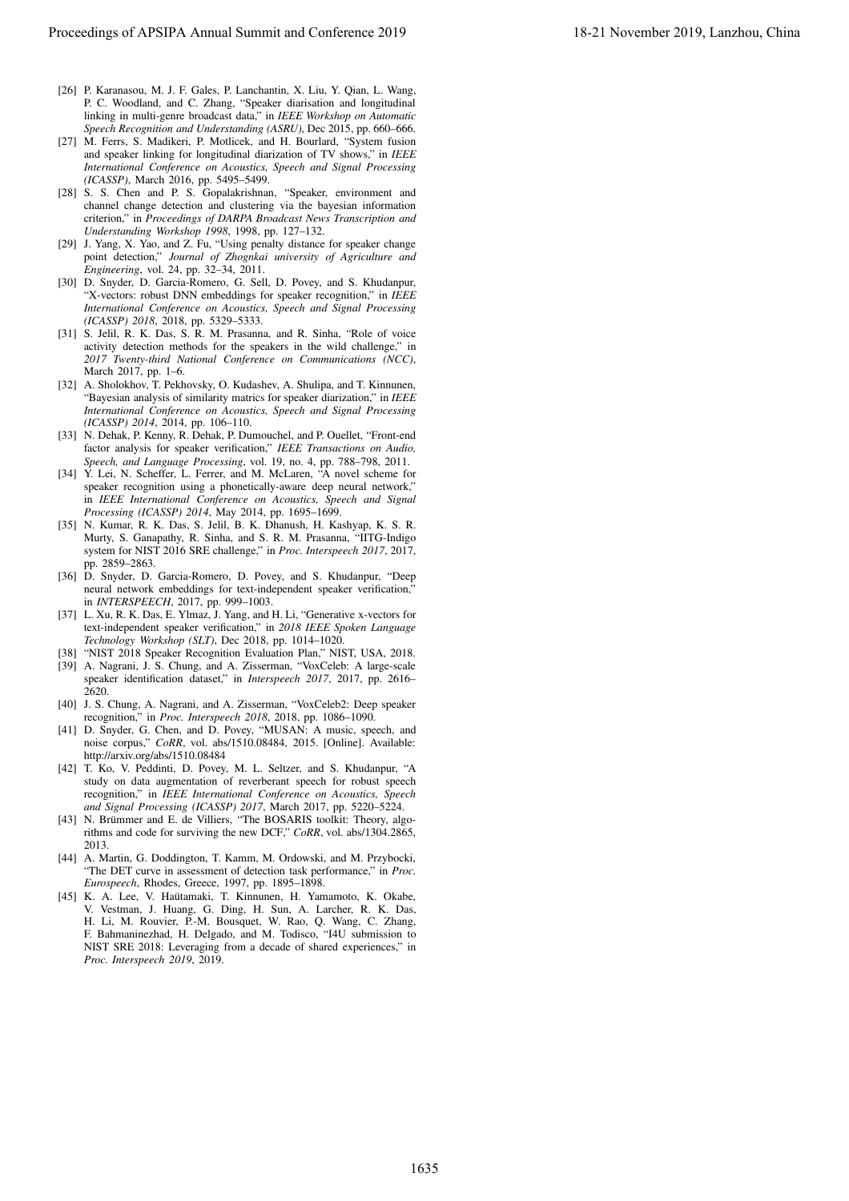[26] P. Karanasou, M. J. F. Gales, P. Lanchantin, X. Liu, Y. Qian, L. Wang, P. C. Woodland, and C. Zhang, "Speaker diarisation and longitudinal linking in multi-genre broadcast data," in *IEEE Workshop on Automatic Speech Recognition and Understanding (ASRU)*, Dec 2015, pp. 660–666.

[27] M. Ferrs, S. Madikeri, P. Motlicek, and H. Bourlard, "System fusion and speaker linking for longitudinal diarization of TV shows," in *IEEE International Conference on Acoustics, Speech and Signal Processing (ICASSP)*, March 2016, pp. 5495–5499.

[28] S. S. Chen and P. S. Gopalakrishnan, "Speaker, environment and channel change detection and clustering via the bayesian information criterion," in *Proceedings of DARPA Broadcast News Transcription and Understanding Workshop 1998*, 1998, pp. 127–132.

[29] J. Yang, X. Yao, and Z. Fu, "Using penalty distance for speaker change point detection," *Journal of Zhognkai university of Agriculture and Engineering*, vol. 24, pp. 32–34, 2011.

[30] D. Snyder, D. Garcia-Romero, G. Sell, D. Povey, and S. Khudanpur, "X-vectors: robust DNN embeddings for speaker recognition," in *IEEE International Conference on Acoustics, Speech and Signal Processing (ICASSP) 2018*, 2018, pp. 5329–5333.

[31] S. Jelil, R. K. Das, S. R. M. Prasanna, and R. Sinha, "Role of voice activity detection methods for the speakers in the wild challenge," in *2017 Twenty-third National Conference on Communications (NCC)*, March 2017, pp. 1–6.

[32] A. Sholokhov, T. Pekhovsky, O. Kudashev, A. Shulipa, and T. Kinnunen, "Bayesian analysis of similarity matrics for speaker diarization," in *IEEE International Conference on Acoustics, Speech and Signal Processing (ICASSP) 2014*, 2014, pp. 106–110.

[33] N. Dehak, P. Kenny, R. Dehak, P. Dumouchel, and P. Ouellet, "Front-end factor analysis for speaker verification," *IEEE Transactions on Audio, Speech, and Language Processing*, vol. 19, no. 4, pp. 788–798, 2011.

[34] Y. Lei, N. Scheffer, L. Ferrer, and M. McLaren, "A novel scheme for speaker recognition using a phonetically-aware deep neural network," in *IEEE International Conference on Acoustics, Speech and Signal Processing (ICASSP) 2014*, May 2014, pp. 1695–1699.

[35] N. Kumar, R. K. Das, S. Jelil, B. K. Dhanush, H. Kashyap, K. S. R. Murty, S. Ganapathy, R. Sinha, and S. R. M. Prasanna, "IITG-Indigo system for NIST 2016 SRE challenge," in *Proc. Interspeech 2017*, 2017, pp. 2859–2863.

[36] D. Snyder, D. Garcia-Romero, D. Povey, and S. Khudanpur, "Deep neural network embeddings for text-independent speaker verification," in *INTERSPEECH*, 2017, pp. 999–1003.

[37] L. Xu, R. K. Das, E. Ylmaz, J. Yang, and H. Li, "Generative x-vectors for text-independent speaker verification," in *2018 IEEE Spoken Language Technology Workshop (SLT)*, Dec 2018, pp. 1014–1020.

[38] "NIST 2018 Speaker Recognition Evaluation Plan," NIST, USA, 2018.

[39] A. Nagrani, J. S. Chung, and A. Zisserman, "VoxCeleb: A large-scale speaker identification dataset," in *Interspeech 2017*, 2017, pp. 2616–2620.

[40] J. S. Chung, A. Nagrani, and A. Zisserman, "VoxCeleb2: Deep speaker recognition," in *Proc. Interspeech 2018*, 2018, pp. 1086–1090.

[41] D. Snyder, G. Chen, and D. Povey, "MUSAN: A music, speech, and noise corpus," *CoRR*, vol. abs/1510.08484, 2015. [Online]. Available: http://arxiv.org/abs/1510.08484

[42] T. Ko, V. Peddinti, D. Povey, M. L. Seltzer, and S. Khudanpur, "A study on data augmentation of reverberant speech for robust speech recognition," in *IEEE International Conference on Acoustics, Speech and Signal Processing (ICASSP) 2017*, March 2017, pp. 5220–5224.

[43] N. Brümmer and E. de Villiers, "The BOSARIS toolkit: Theory, algorithms and code for surviving the new DCF," *CoRR*, vol. abs/1304.2865, 2013.

[44] A. Martin, G. Doddington, T. Kamm, M. Ordowski, and M. Przybocki, "The DET curve in assessment of detection task performance," in *Proc. Eurospeech*, Rhodes, Greece, 1997, pp. 1895–1898.

[45] K. A. Lee, V. Haütamaki, T. Kinnunen, H. Yamamoto, K. Okabe, V. Vestman, J. Huang, G. Ding, H. Sun, A. Larcher, R. K. Das, H. Li, M. Rouvier, P.-M. Bousquet, W. Rao, Q. Wang, C. Zhang, F. Bahmaninezhad, H. Delgado, and M. Todisco, "I4U submission to NIST SRE 2018: Leveraging from a decade of shared experiences," in *Proc. Interspeech 2019*, 2019.